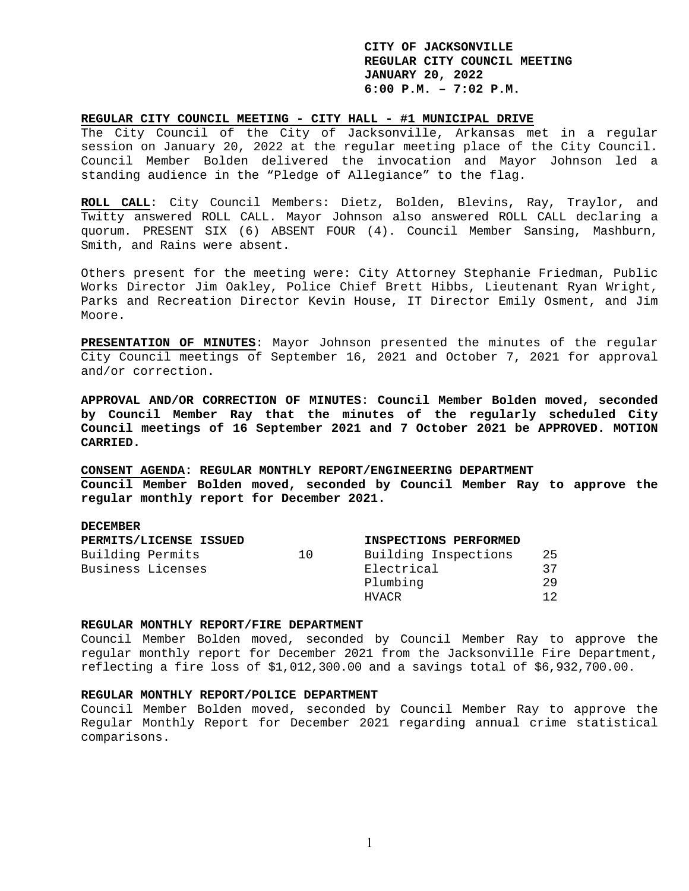**CITY OF JACKSONVILLE**
**REGULAR CITY COUNCIL MEETING**
**JANUARY 20, 2022**
**6:00 P.M. – 7:02 P.M.**

**REGULAR CITY COUNCIL MEETING - CITY HALL - #1 MUNICIPAL DRIVE**

The City Council of the City of Jacksonville, Arkansas met in a regular session on January 20, 2022 at the regular meeting place of the City Council. Council Member Bolden delivered the invocation and Mayor Johnson led a standing audience in the "Pledge of Allegiance" to the flag.

**ROLL CALL**: City Council Members: Dietz, Bolden, Blevins, Ray, Traylor, and Twitty answered ROLL CALL. Mayor Johnson also answered ROLL CALL declaring a quorum. PRESENT SIX (6) ABSENT FOUR (4). Council Member Sansing, Mashburn, Smith, and Rains were absent.

Others present for the meeting were: City Attorney Stephanie Friedman, Public Works Director Jim Oakley, Police Chief Brett Hibbs, Lieutenant Ryan Wright, Parks and Recreation Director Kevin House, IT Director Emily Osment, and Jim Moore.

**PRESENTATION OF MINUTES**: Mayor Johnson presented the minutes of the regular City Council meetings of September 16, 2021 and October 7, 2021 for approval and/or correction.

**APPROVAL AND/OR CORRECTION OF MINUTES**: **Council Member Bolden moved, seconded by Council Member Ray that the minutes of the regularly scheduled City Council meetings of 16 September 2021 and 7 October 2021 be APPROVED. MOTION CARRIED.**

**CONSENT AGENDA: REGULAR MONTHLY REPORT/ENGINEERING DEPARTMENT**
**Council Member Bolden moved, seconded by Council Member Ray to approve the regular monthly report for December 2021.**

**DECEMBER**

| **PERMITS/LICENSE ISSUED** | | **INSPECTIONS PERFORMED** | |
|---|---|---|---|
| Building Permits | 10 | Building Inspections | 25 |
| Business Licenses | | Electrical | 37 |
| | | Plumbing | 29 |
| | | HVACR | 12 |

**REGULAR MONTHLY REPORT/FIRE DEPARTMENT**

Council Member Bolden moved, seconded by Council Member Ray to approve the regular monthly report for December 2021 from the Jacksonville Fire Department, reflecting a fire loss of $1,012,300.00 and a savings total of $6,932,700.00.

**REGULAR MONTHLY REPORT/POLICE DEPARTMENT**

Council Member Bolden moved, seconded by Council Member Ray to approve the Regular Monthly Report for December 2021 regarding annual crime statistical comparisons.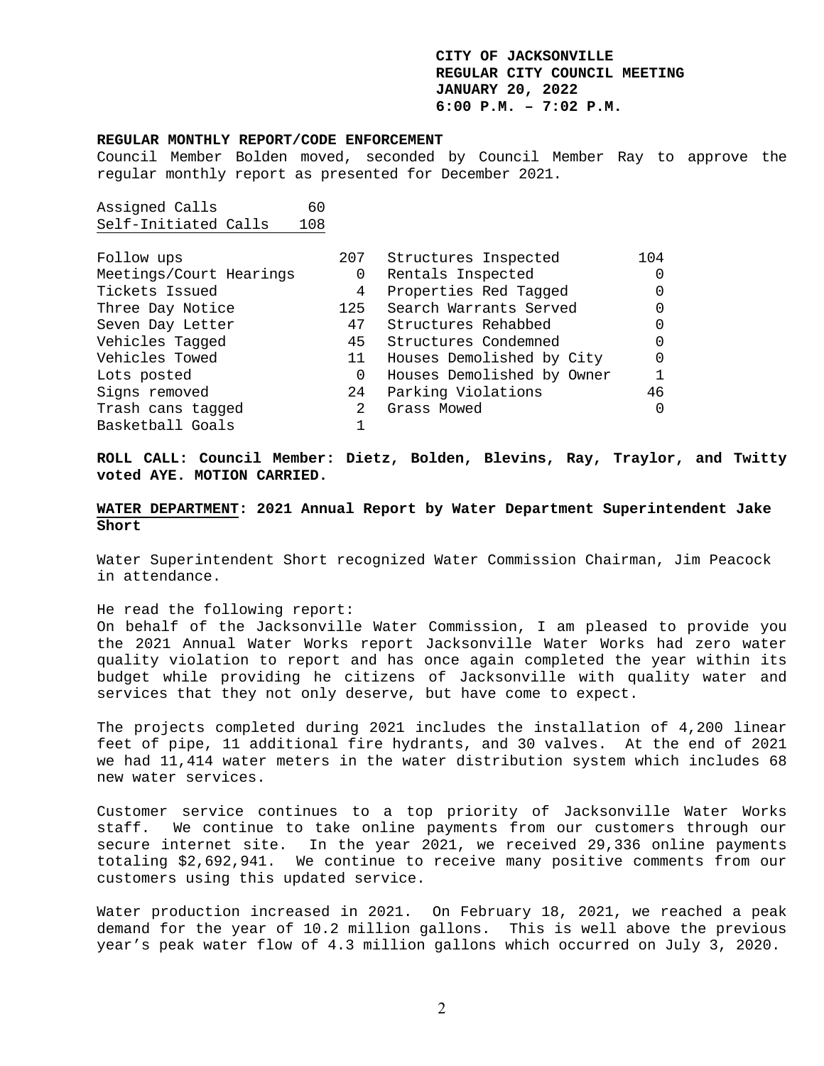**CITY OF JACKSONVILLE**
**REGULAR CITY COUNCIL MEETING**
**JANUARY 20, 2022**
**6:00 P.M. – 7:02 P.M.**

**REGULAR MONTHLY REPORT/CODE ENFORCEMENT**

Council Member Bolden moved, seconded by Council Member Ray to approve the regular monthly report as presented for December 2021.

| | |
|---|---|
| Assigned Calls | 60 |
| Self-Initiated Calls | 108 |

| | | | |
|---|---|---|---|
| Follow ups | 207 | Structures Inspected | 104 |
| Meetings/Court Hearings | 0 | Rentals Inspected | 0 |
| Tickets Issued | 4 | Properties Red Tagged | 0 |
| Three Day Notice | 125 | Search Warrants Served | 0 |
| Seven Day Letter | 47 | Structures Rehabbed | 0 |
| Vehicles Tagged | 45 | Structures Condemned | 0 |
| Vehicles Towed | 11 | Houses Demolished by City | 0 |
| Lots posted | 0 | Houses Demolished by Owner | 1 |
| Signs removed | 24 | Parking Violations | 46 |
| Trash cans tagged | 2 | Grass Mowed | 0 |
| Basketball Goals | 1 | | |

**ROLL CALL: Council Member: Dietz, Bolden, Blevins, Ray, Traylor, and Twitty voted AYE. MOTION CARRIED.**

**WATER DEPARTMENT: 2021 Annual Report by Water Department Superintendent Jake Short**

Water Superintendent Short recognized Water Commission Chairman, Jim Peacock in attendance.

He read the following report:

On behalf of the Jacksonville Water Commission, I am pleased to provide you the 2021 Annual Water Works report Jacksonville Water Works had zero water quality violation to report and has once again completed the year within its budget while providing he citizens of Jacksonville with quality water and services that they not only deserve, but have come to expect.

The projects completed during 2021 includes the installation of 4,200 linear feet of pipe, 11 additional fire hydrants, and 30 valves. At the end of 2021 we had 11,414 water meters in the water distribution system which includes 68 new water services.

Customer service continues to a top priority of Jacksonville Water Works staff. We continue to take online payments from our customers through our secure internet site. In the year 2021, we received 29,336 online payments totaling $2,692,941. We continue to receive many positive comments from our customers using this updated service.

Water production increased in 2021. On February 18, 2021, we reached a peak demand for the year of 10.2 million gallons. This is well above the previous year's peak water flow of 4.3 million gallons which occurred on July 3, 2020.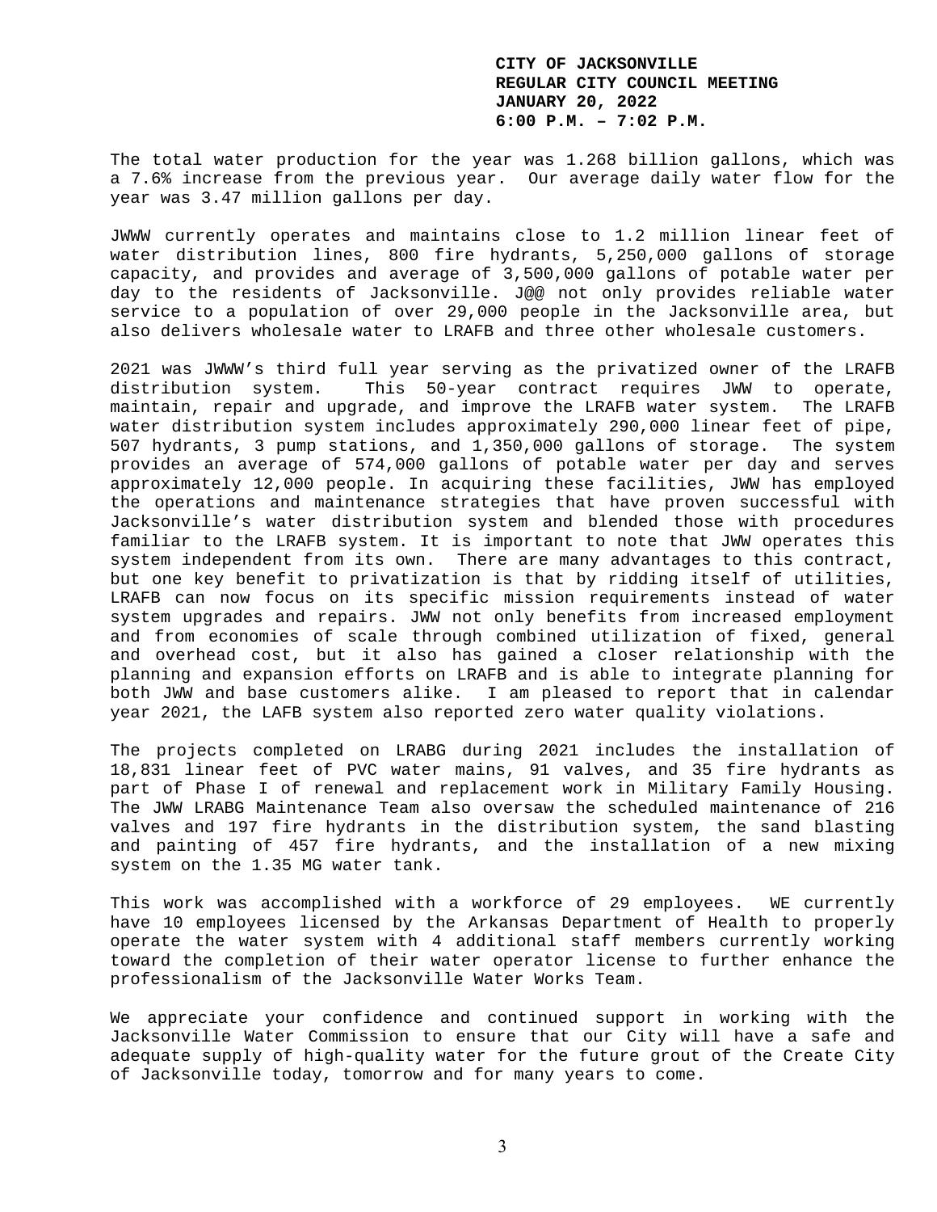The total water production for the year was 1.268 billion gallons, which was a 7.6% increase from the previous year. Our average daily water flow for the year was 3.47 million gallons per day.

JWWW currently operates and maintains close to 1.2 million linear feet of water distribution lines, 800 fire hydrants, 5,250,000 gallons of storage capacity, and provides and average of 3,500,000 gallons of potable water per day to the residents of Jacksonville. J@@ not only provides reliable water service to a population of over 29,000 people in the Jacksonville area, but also delivers wholesale water to LRAFB and three other wholesale customers.

2021 was JWWW's third full year serving as the privatized owner of the LRAFB distribution system. This 50-year contract requires JWW to operate, maintain, repair and upgrade, and improve the LRAFB water system. The LRAFB water distribution system includes approximately 290,000 linear feet of pipe, 507 hydrants, 3 pump stations, and 1,350,000 gallons of storage. The system provides an average of 574,000 gallons of potable water per day and serves approximately 12,000 people. In acquiring these facilities, JWW has employed the operations and maintenance strategies that have proven successful with Jacksonville's water distribution system and blended those with procedures familiar to the LRAFB system. It is important to note that JWW operates this system independent from its own. There are many advantages to this contract, but one key benefit to privatization is that by ridding itself of utilities, LRAFB can now focus on its specific mission requirements instead of water system upgrades and repairs. JWW not only benefits from increased employment and from economies of scale through combined utilization of fixed, general and overhead cost, but it also has gained a closer relationship with the planning and expansion efforts on LRAFB and is able to integrate planning for both JWW and base customers alike. I am pleased to report that in calendar year 2021, the LAFB system also reported zero water quality violations.

The projects completed on LRABG during 2021 includes the installation of 18,831 linear feet of PVC water mains, 91 valves, and 35 fire hydrants as part of Phase I of renewal and replacement work in Military Family Housing. The JWW LRABG Maintenance Team also oversaw the scheduled maintenance of 216 valves and 197 fire hydrants in the distribution system, the sand blasting and painting of 457 fire hydrants, and the installation of a new mixing system on the 1.35 MG water tank.

This work was accomplished with a workforce of 29 employees. WE currently have 10 employees licensed by the Arkansas Department of Health to properly operate the water system with 4 additional staff members currently working toward the completion of their water operator license to further enhance the professionalism of the Jacksonville Water Works Team.

We appreciate your confidence and continued support in working with the Jacksonville Water Commission to ensure that our City will have a safe and adequate supply of high-quality water for the future grout of the Create City of Jacksonville today, tomorrow and for many years to come.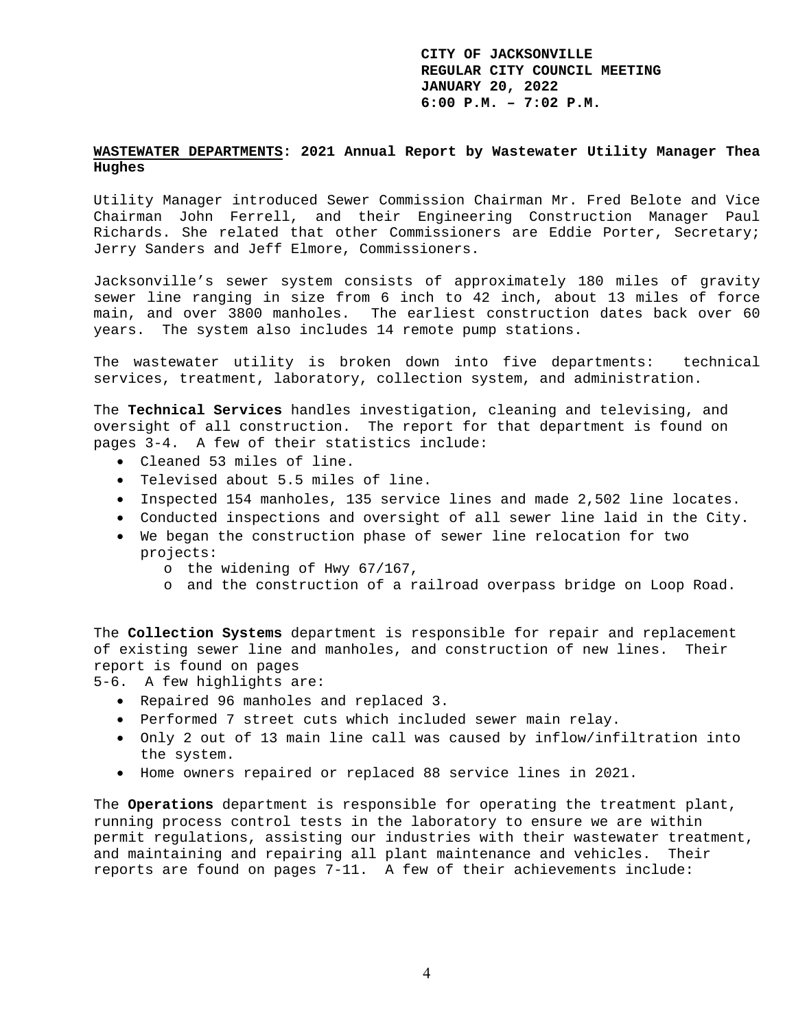**CITY OF JACKSONVILLE**
**REGULAR CITY COUNCIL MEETING**
**JANUARY 20, 2022**
**6:00 P.M. – 7:02 P.M.**

**WASTEWATER DEPARTMENTS: 2021 Annual Report by Wastewater Utility Manager Thea Hughes**

Utility Manager introduced Sewer Commission Chairman Mr. Fred Belote and Vice Chairman John Ferrell, and their Engineering Construction Manager Paul Richards. She related that other Commissioners are Eddie Porter, Secretary; Jerry Sanders and Jeff Elmore, Commissioners.

Jacksonville's sewer system consists of approximately 180 miles of gravity sewer line ranging in size from 6 inch to 42 inch, about 13 miles of force main, and over 3800 manholes. The earliest construction dates back over 60 years. The system also includes 14 remote pump stations.

The wastewater utility is broken down into five departments: technical services, treatment, laboratory, collection system, and administration.

The **Technical Services** handles investigation, cleaning and televising, and oversight of all construction. The report for that department is found on pages 3-4. A few of their statistics include:

- Cleaned 53 miles of line.
- Televised about 5.5 miles of line.
- Inspected 154 manholes, 135 service lines and made 2,502 line locates.
- Conducted inspections and oversight of all sewer line laid in the City.
- We began the construction phase of sewer line relocation for two projects:
  - the widening of Hwy 67/167,
  - and the construction of a railroad overpass bridge on Loop Road.

The **Collection Systems** department is responsible for repair and replacement of existing sewer line and manholes, and construction of new lines. Their report is found on pages 5-6. A few highlights are:

- Repaired 96 manholes and replaced 3.
- Performed 7 street cuts which included sewer main relay.
- Only 2 out of 13 main line call was caused by inflow/infiltration into the system.
- Home owners repaired or replaced 88 service lines in 2021.

The **Operations** department is responsible for operating the treatment plant, running process control tests in the laboratory to ensure we are within permit regulations, assisting our industries with their wastewater treatment, and maintaining and repairing all plant maintenance and vehicles. Their reports are found on pages 7-11. A few of their achievements include: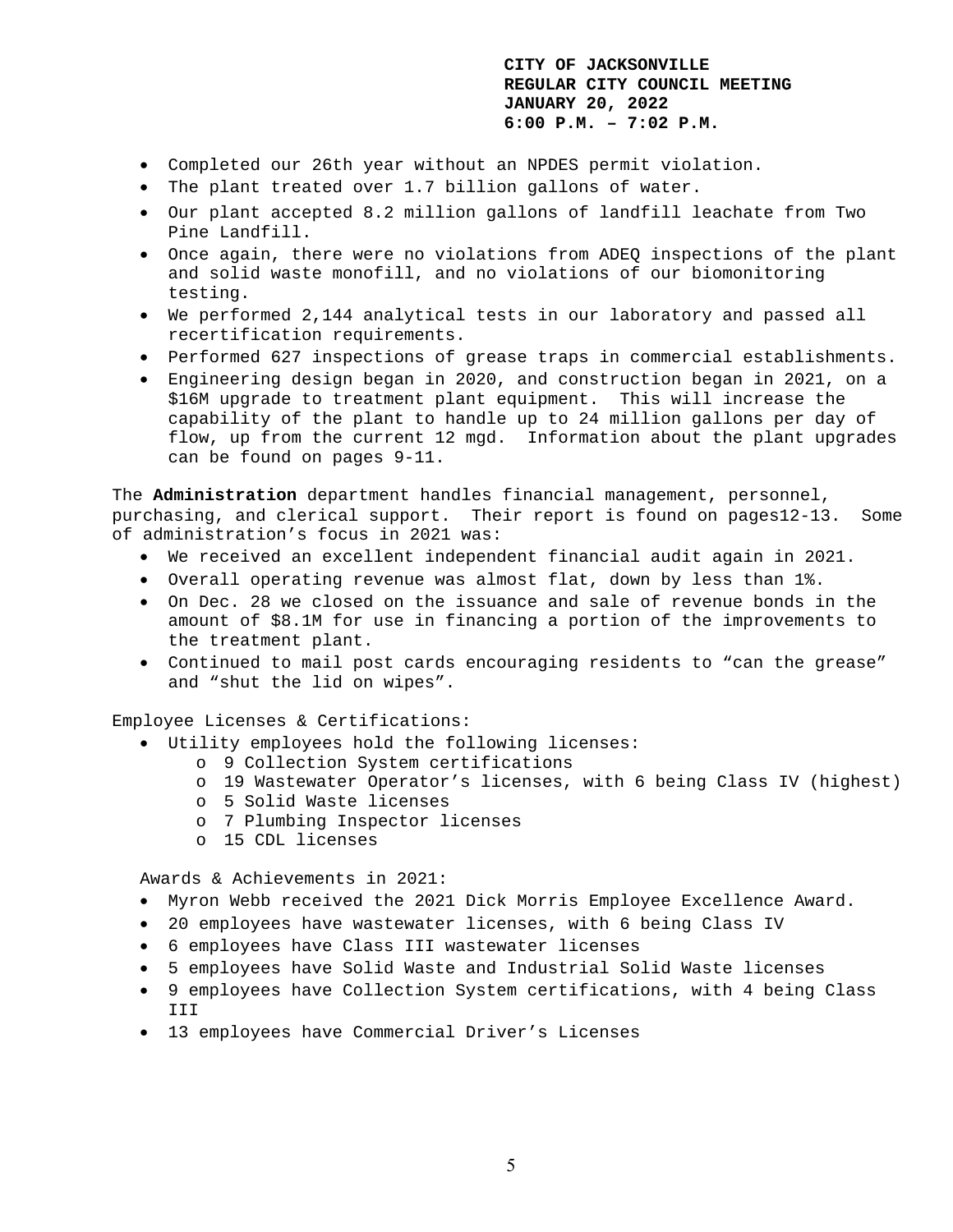- Completed our 26th year without an NPDES permit violation.
- The plant treated over 1.7 billion gallons of water.
- Our plant accepted 8.2 million gallons of landfill leachate from Two Pine Landfill.
- Once again, there were no violations from ADEQ inspections of the plant and solid waste monofill, and no violations of our biomonitoring testing.
- We performed 2,144 analytical tests in our laboratory and passed all recertification requirements.
- Performed 627 inspections of grease traps in commercial establishments.
- Engineering design began in 2020, and construction began in 2021, on a \$16M upgrade to treatment plant equipment. This will increase the capability of the plant to handle up to 24 million gallons per day of flow, up from the current 12 mgd. Information about the plant upgrades can be found on pages 9-11.

The **Administration** department handles financial management, personnel, purchasing, and clerical support. Their report is found on pages12-13. Some of administration's focus in 2021 was:

- We received an excellent independent financial audit again in 2021.
- Overall operating revenue was almost flat, down by less than 1%.
- On Dec. 28 we closed on the issuance and sale of revenue bonds in the amount of \$8.1M for use in financing a portion of the improvements to the treatment plant.
- Continued to mail post cards encouraging residents to "can the grease" and "shut the lid on wipes".

Employee Licenses & Certifications:

- Utility employees hold the following licenses:
    - 9 Collection System certifications
    - 19 Wastewater Operator's licenses, with 6 being Class IV (highest)
    - 5 Solid Waste licenses
    - 7 Plumbing Inspector licenses
    - 15 CDL licenses

Awards & Achievements in 2021:

- Myron Webb received the 2021 Dick Morris Employee Excellence Award.
- 20 employees have wastewater licenses, with 6 being Class IV
- 6 employees have Class III wastewater licenses
- 5 employees have Solid Waste and Industrial Solid Waste licenses
- 9 employees have Collection System certifications, with 4 being Class III
- 13 employees have Commercial Driver's Licenses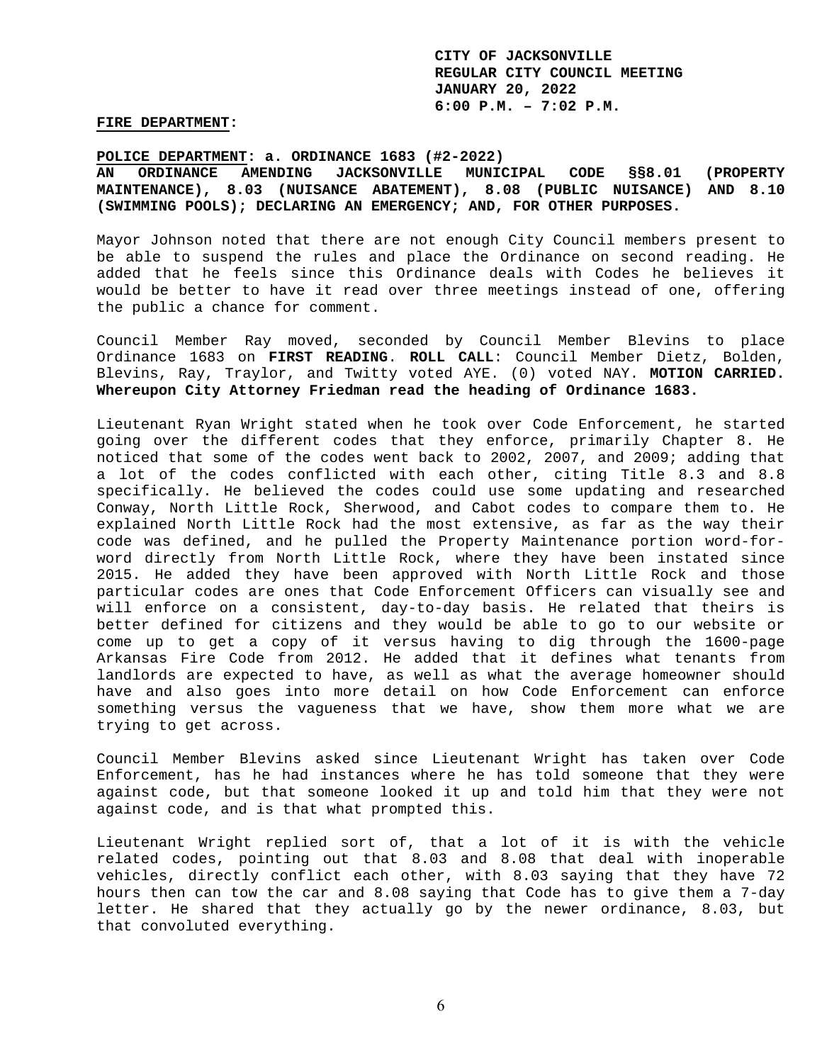**CITY OF JACKSONVILLE**
**REGULAR CITY COUNCIL MEETING**
**JANUARY 20, 2022**
**6:00 P.M. – 7:02 P.M.**

**FIRE DEPARTMENT:**

**POLICE DEPARTMENT: a. ORDINANCE 1683 (#2-2022)**
**AN ORDINANCE AMENDING JACKSONVILLE MUNICIPAL CODE §§8.01 (PROPERTY MAINTENANCE), 8.03 (NUISANCE ABATEMENT), 8.08 (PUBLIC NUISANCE) AND 8.10 (SWIMMING POOLS); DECLARING AN EMERGENCY; AND, FOR OTHER PURPOSES.**

Mayor Johnson noted that there are not enough City Council members present to be able to suspend the rules and place the Ordinance on second reading. He added that he feels since this Ordinance deals with Codes he believes it would be better to have it read over three meetings instead of one, offering the public a chance for comment.

Council Member Ray moved, seconded by Council Member Blevins to place Ordinance 1683 on **FIRST READING**. **ROLL CALL**: Council Member Dietz, Bolden, Blevins, Ray, Traylor, and Twitty voted AYE. (0) voted NAY. **MOTION CARRIED. Whereupon City Attorney Friedman read the heading of Ordinance 1683.**

Lieutenant Ryan Wright stated when he took over Code Enforcement, he started going over the different codes that they enforce, primarily Chapter 8. He noticed that some of the codes went back to 2002, 2007, and 2009; adding that a lot of the codes conflicted with each other, citing Title 8.3 and 8.8 specifically. He believed the codes could use some updating and researched Conway, North Little Rock, Sherwood, and Cabot codes to compare them to. He explained North Little Rock had the most extensive, as far as the way their code was defined, and he pulled the Property Maintenance portion word-for-word directly from North Little Rock, where they have been instated since 2015. He added they have been approved with North Little Rock and those particular codes are ones that Code Enforcement Officers can visually see and will enforce on a consistent, day-to-day basis. He related that theirs is better defined for citizens and they would be able to go to our website or come up to get a copy of it versus having to dig through the 1600-page Arkansas Fire Code from 2012. He added that it defines what tenants from landlords are expected to have, as well as what the average homeowner should have and also goes into more detail on how Code Enforcement can enforce something versus the vagueness that we have, show them more what we are trying to get across.

Council Member Blevins asked since Lieutenant Wright has taken over Code Enforcement, has he had instances where he has told someone that they were against code, but that someone looked it up and told him that they were not against code, and is that what prompted this.

Lieutenant Wright replied sort of, that a lot of it is with the vehicle related codes, pointing out that 8.03 and 8.08 that deal with inoperable vehicles, directly conflict each other, with 8.03 saying that they have 72 hours then can tow the car and 8.08 saying that Code has to give them a 7-day letter. He shared that they actually go by the newer ordinance, 8.03, but that convoluted everything.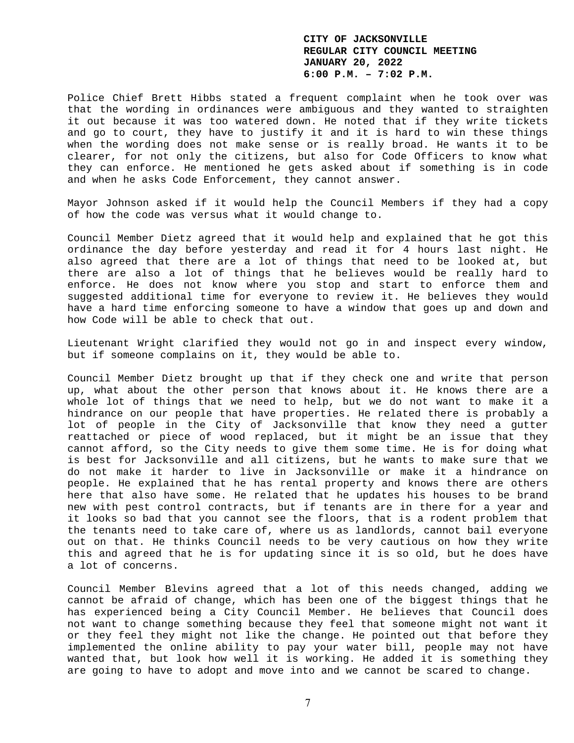Police Chief Brett Hibbs stated a frequent complaint when he took over was that the wording in ordinances were ambiguous and they wanted to straighten it out because it was too watered down. He noted that if they write tickets and go to court, they have to justify it and it is hard to win these things when the wording does not make sense or is really broad. He wants it to be clearer, for not only the citizens, but also for Code Officers to know what they can enforce. He mentioned he gets asked about if something is in code and when he asks Code Enforcement, they cannot answer.

Mayor Johnson asked if it would help the Council Members if they had a copy of how the code was versus what it would change to.

Council Member Dietz agreed that it would help and explained that he got this ordinance the day before yesterday and read it for 4 hours last night. He also agreed that there are a lot of things that need to be looked at, but there are also a lot of things that he believes would be really hard to enforce. He does not know where you stop and start to enforce them and suggested additional time for everyone to review it. He believes they would have a hard time enforcing someone to have a window that goes up and down and how Code will be able to check that out.

Lieutenant Wright clarified they would not go in and inspect every window, but if someone complains on it, they would be able to.

Council Member Dietz brought up that if they check one and write that person up, what about the other person that knows about it. He knows there are a whole lot of things that we need to help, but we do not want to make it a hindrance on our people that have properties. He related there is probably a lot of people in the City of Jacksonville that know they need a gutter reattached or piece of wood replaced, but it might be an issue that they cannot afford, so the City needs to give them some time. He is for doing what is best for Jacksonville and all citizens, but he wants to make sure that we do not make it harder to live in Jacksonville or make it a hindrance on people. He explained that he has rental property and knows there are others here that also have some. He related that he updates his houses to be brand new with pest control contracts, but if tenants are in there for a year and it looks so bad that you cannot see the floors, that is a rodent problem that the tenants need to take care of, where us as landlords, cannot bail everyone out on that. He thinks Council needs to be very cautious on how they write this and agreed that he is for updating since it is so old, but he does have a lot of concerns.

Council Member Blevins agreed that a lot of this needs changed, adding we cannot be afraid of change, which has been one of the biggest things that he has experienced being a City Council Member. He believes that Council does not want to change something because they feel that someone might not want it or they feel they might not like the change. He pointed out that before they implemented the online ability to pay your water bill, people may not have wanted that, but look how well it is working. He added it is something they are going to have to adopt and move into and we cannot be scared to change.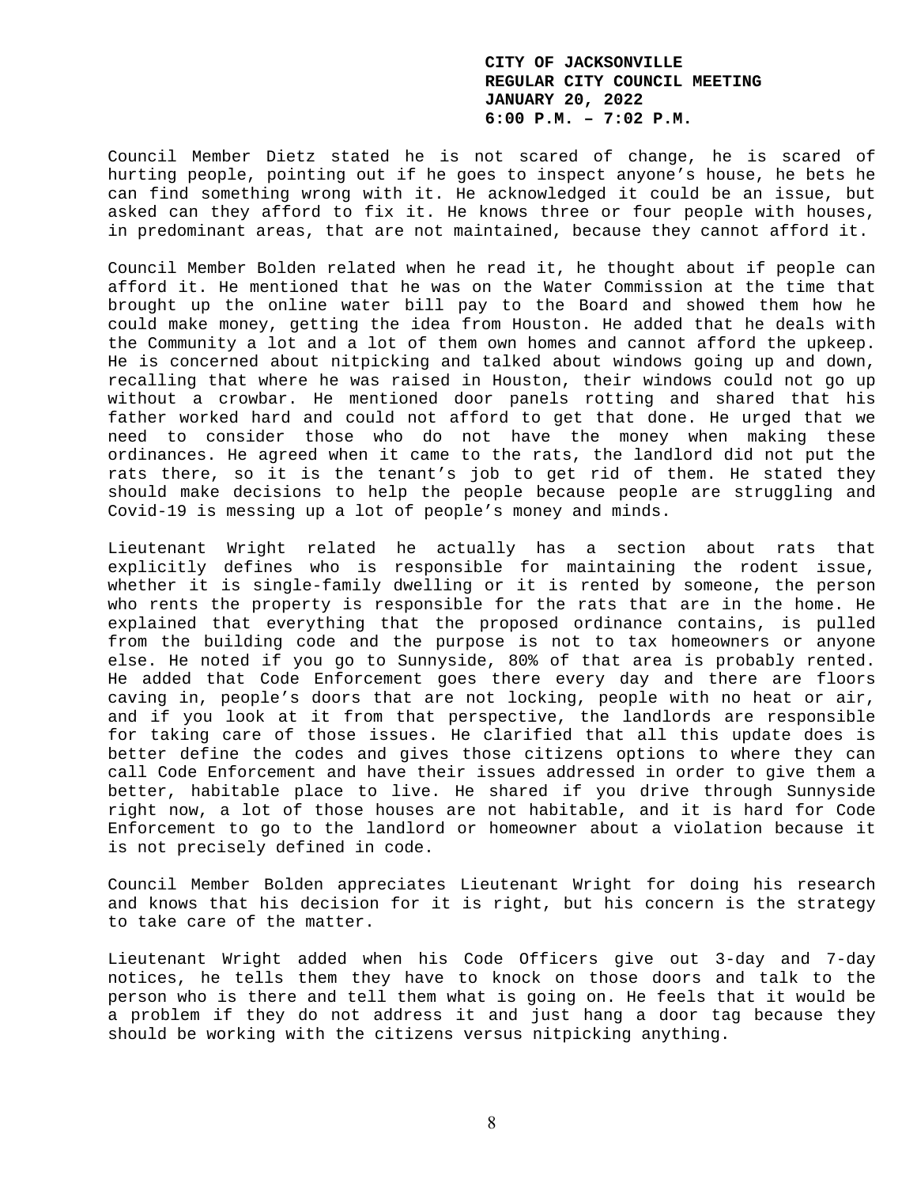Council Member Dietz stated he is not scared of change, he is scared of hurting people, pointing out if he goes to inspect anyone's house, he bets he can find something wrong with it. He acknowledged it could be an issue, but asked can they afford to fix it. He knows three or four people with houses, in predominant areas, that are not maintained, because they cannot afford it.

Council Member Bolden related when he read it, he thought about if people can afford it. He mentioned that he was on the Water Commission at the time that brought up the online water bill pay to the Board and showed them how he could make money, getting the idea from Houston. He added that he deals with the Community a lot and a lot of them own homes and cannot afford the upkeep. He is concerned about nitpicking and talked about windows going up and down, recalling that where he was raised in Houston, their windows could not go up without a crowbar. He mentioned door panels rotting and shared that his father worked hard and could not afford to get that done. He urged that we need to consider those who do not have the money when making these ordinances. He agreed when it came to the rats, the landlord did not put the rats there, so it is the tenant's job to get rid of them. He stated they should make decisions to help the people because people are struggling and Covid-19 is messing up a lot of people's money and minds.

Lieutenant Wright related he actually has a section about rats that explicitly defines who is responsible for maintaining the rodent issue, whether it is single-family dwelling or it is rented by someone, the person who rents the property is responsible for the rats that are in the home. He explained that everything that the proposed ordinance contains, is pulled from the building code and the purpose is not to tax homeowners or anyone else. He noted if you go to Sunnyside, 80% of that area is probably rented. He added that Code Enforcement goes there every day and there are floors caving in, people's doors that are not locking, people with no heat or air, and if you look at it from that perspective, the landlords are responsible for taking care of those issues. He clarified that all this update does is better define the codes and gives those citizens options to where they can call Code Enforcement and have their issues addressed in order to give them a better, habitable place to live. He shared if you drive through Sunnyside right now, a lot of those houses are not habitable, and it is hard for Code Enforcement to go to the landlord or homeowner about a violation because it is not precisely defined in code.

Council Member Bolden appreciates Lieutenant Wright for doing his research and knows that his decision for it is right, but his concern is the strategy to take care of the matter.

Lieutenant Wright added when his Code Officers give out 3-day and 7-day notices, he tells them they have to knock on those doors and talk to the person who is there and tell them what is going on. He feels that it would be a problem if they do not address it and just hang a door tag because they should be working with the citizens versus nitpicking anything.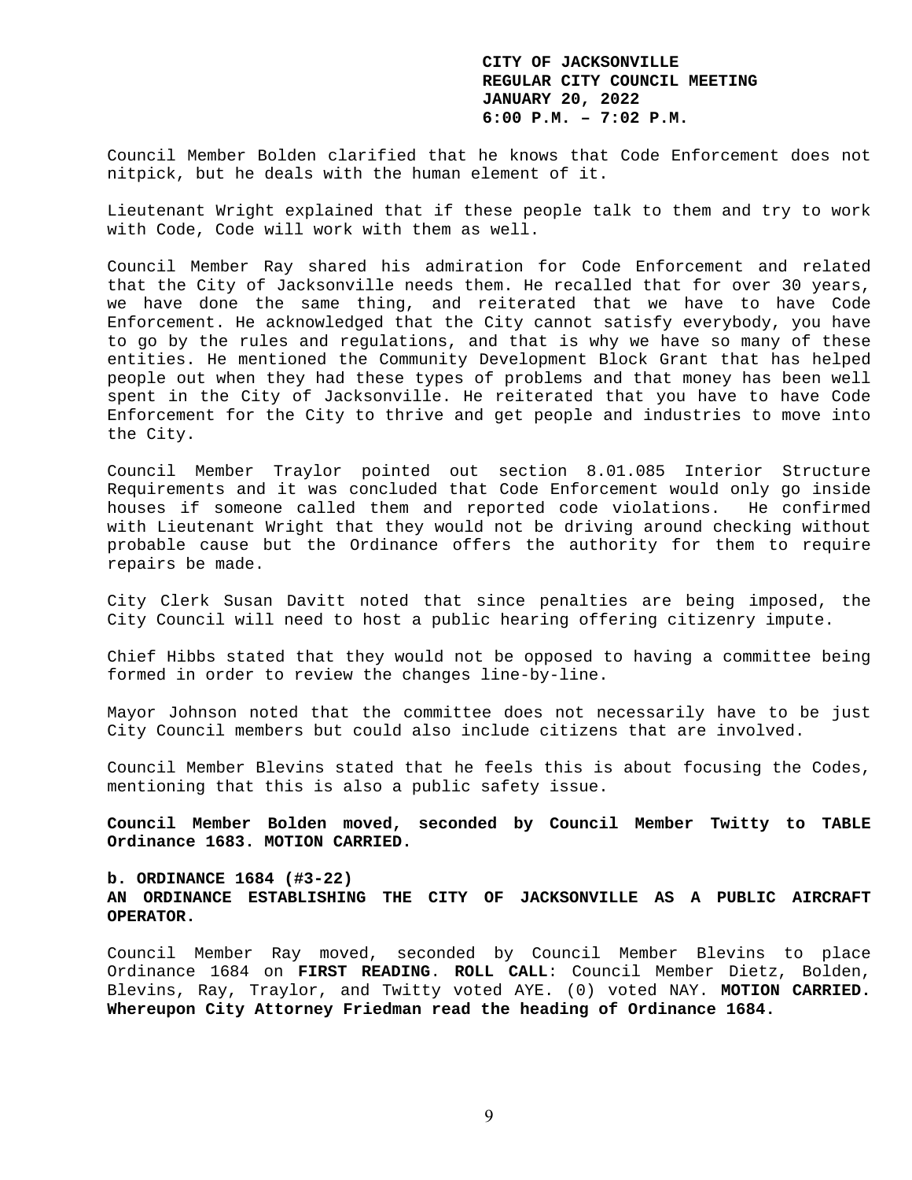Council Member Bolden clarified that he knows that Code Enforcement does not nitpick, but he deals with the human element of it.

Lieutenant Wright explained that if these people talk to them and try to work with Code, Code will work with them as well.

Council Member Ray shared his admiration for Code Enforcement and related that the City of Jacksonville needs them. He recalled that for over 30 years, we have done the same thing, and reiterated that we have to have Code Enforcement. He acknowledged that the City cannot satisfy everybody, you have to go by the rules and regulations, and that is why we have so many of these entities. He mentioned the Community Development Block Grant that has helped people out when they had these types of problems and that money has been well spent in the City of Jacksonville. He reiterated that you have to have Code Enforcement for the City to thrive and get people and industries to move into the City.

Council Member Traylor pointed out section 8.01.085 Interior Structure Requirements and it was concluded that Code Enforcement would only go inside houses if someone called them and reported code violations. He confirmed with Lieutenant Wright that they would not be driving around checking without probable cause but the Ordinance offers the authority for them to require repairs be made.

City Clerk Susan Davitt noted that since penalties are being imposed, the City Council will need to host a public hearing offering citizenry impute.

Chief Hibbs stated that they would not be opposed to having a committee being formed in order to review the changes line-by-line.

Mayor Johnson noted that the committee does not necessarily have to be just City Council members but could also include citizens that are involved.

Council Member Blevins stated that he feels this is about focusing the Codes, mentioning that this is also a public safety issue.

**Council Member Bolden moved, seconded by Council Member Twitty to TABLE Ordinance 1683. MOTION CARRIED.**

**b. ORDINANCE 1684 (#3-22)**
**AN ORDINANCE ESTABLISHING THE CITY OF JACKSONVILLE AS A PUBLIC AIRCRAFT OPERATOR.**

Council Member Ray moved, seconded by Council Member Blevins to place Ordinance 1684 on **FIRST READING**. **ROLL CALL**: Council Member Dietz, Bolden, Blevins, Ray, Traylor, and Twitty voted AYE. (0) voted NAY. **MOTION CARRIED. Whereupon City Attorney Friedman read the heading of Ordinance 1684.**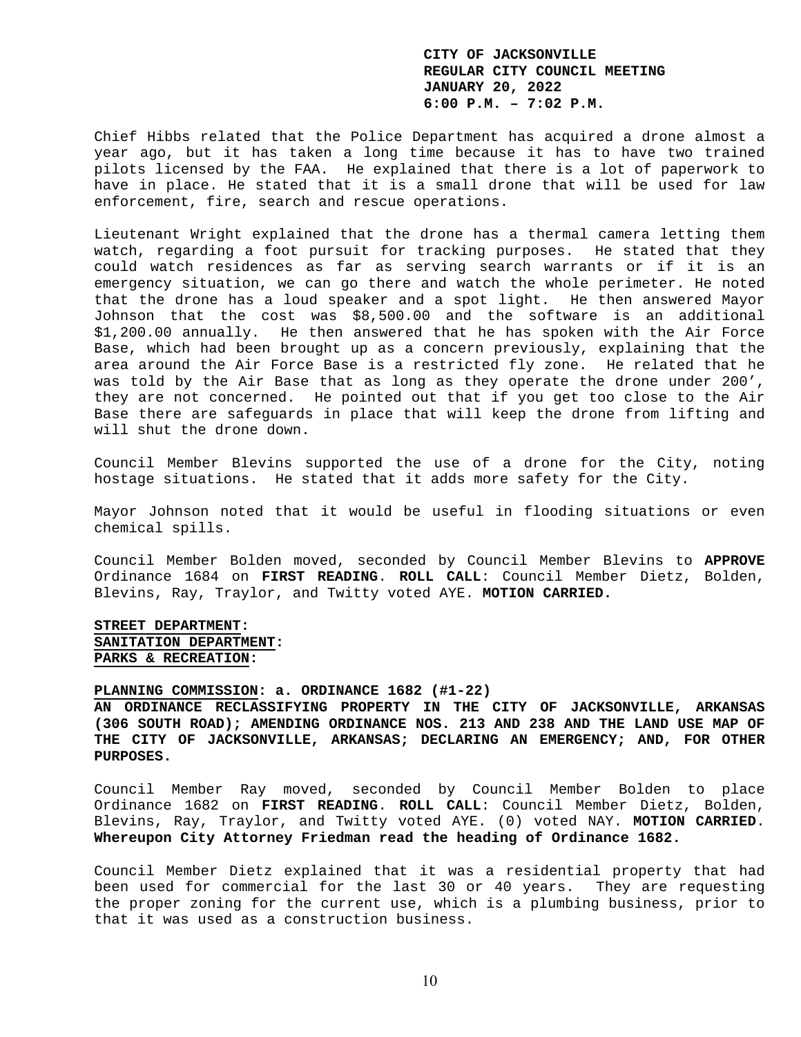Chief Hibbs related that the Police Department has acquired a drone almost a year ago, but it has taken a long time because it has to have two trained pilots licensed by the FAA. He explained that there is a lot of paperwork to have in place. He stated that it is a small drone that will be used for law enforcement, fire, search and rescue operations.

Lieutenant Wright explained that the drone has a thermal camera letting them watch, regarding a foot pursuit for tracking purposes. He stated that they could watch residences as far as serving search warrants or if it is an emergency situation, we can go there and watch the whole perimeter. He noted that the drone has a loud speaker and a spot light. He then answered Mayor Johnson that the cost was $8,500.00 and the software is an additional $1,200.00 annually. He then answered that he has spoken with the Air Force Base, which had been brought up as a concern previously, explaining that the area around the Air Force Base is a restricted fly zone. He related that he was told by the Air Base that as long as they operate the drone under 200', they are not concerned. He pointed out that if you get too close to the Air Base there are safeguards in place that will keep the drone from lifting and will shut the drone down.

Council Member Blevins supported the use of a drone for the City, noting hostage situations. He stated that it adds more safety for the City.

Mayor Johnson noted that it would be useful in flooding situations or even chemical spills.

Council Member Bolden moved, seconded by Council Member Blevins to **APPROVE** Ordinance 1684 on **FIRST READING**. **ROLL CALL**: Council Member Dietz, Bolden, Blevins, Ray, Traylor, and Twitty voted AYE. **MOTION CARRIED.**

**STREET DEPARTMENT:**
**SANITATION DEPARTMENT:**
**PARKS & RECREATION:**

**PLANNING COMMISSION: a. ORDINANCE 1682 (#1-22)**
**AN ORDINANCE RECLASSIFYING PROPERTY IN THE CITY OF JACKSONVILLE, ARKANSAS (306 SOUTH ROAD); AMENDING ORDINANCE NOS. 213 AND 238 AND THE LAND USE MAP OF THE CITY OF JACKSONVILLE, ARKANSAS; DECLARING AN EMERGENCY; AND, FOR OTHER PURPOSES.**

Council Member Ray moved, seconded by Council Member Bolden to place Ordinance 1682 on **FIRST READING**. **ROLL CALL**: Council Member Dietz, Bolden, Blevins, Ray, Traylor, and Twitty voted AYE. (0) voted NAY. **MOTION CARRIED**. **Whereupon City Attorney Friedman read the heading of Ordinance 1682.**

Council Member Dietz explained that it was a residential property that had been used for commercial for the last 30 or 40 years. They are requesting the proper zoning for the current use, which is a plumbing business, prior to that it was used as a construction business.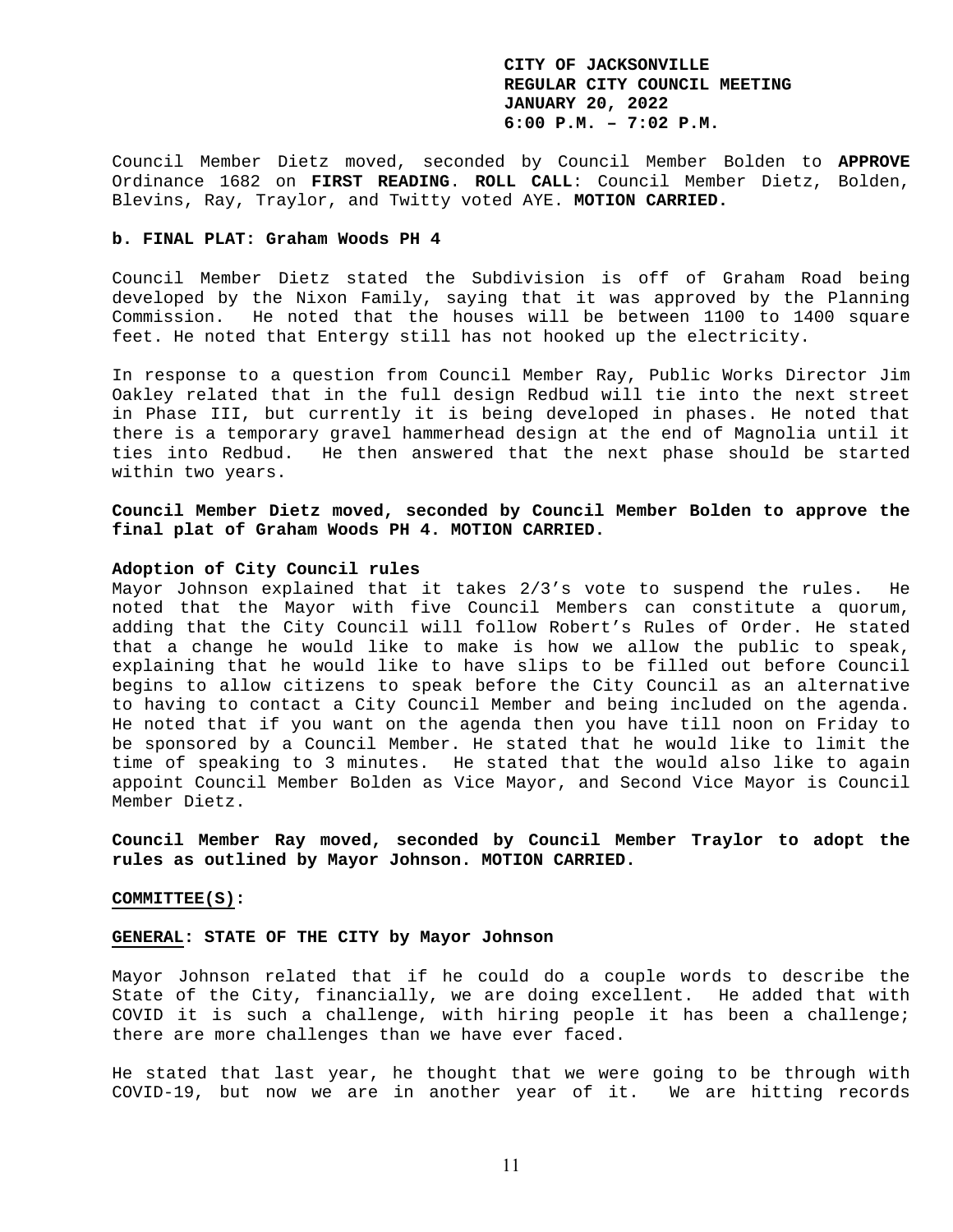Council Member Dietz moved, seconded by Council Member Bolden to **APPROVE** Ordinance 1682 on **FIRST READING**. **ROLL CALL**: Council Member Dietz, Bolden, Blevins, Ray, Traylor, and Twitty voted AYE. **MOTION CARRIED.**

**b. FINAL PLAT: Graham Woods PH 4**

Council Member Dietz stated the Subdivision is off of Graham Road being developed by the Nixon Family, saying that it was approved by the Planning Commission. He noted that the houses will be between 1100 to 1400 square feet. He noted that Entergy still has not hooked up the electricity.

In response to a question from Council Member Ray, Public Works Director Jim Oakley related that in the full design Redbud will tie into the next street in Phase III, but currently it is being developed in phases. He noted that there is a temporary gravel hammerhead design at the end of Magnolia until it ties into Redbud. He then answered that the next phase should be started within two years.

**Council Member Dietz moved, seconded by Council Member Bolden to approve the final plat of Graham Woods PH 4. MOTION CARRIED.**

**Adoption of City Council rules**

Mayor Johnson explained that it takes 2/3's vote to suspend the rules. He noted that the Mayor with five Council Members can constitute a quorum, adding that the City Council will follow Robert's Rules of Order. He stated that a change he would like to make is how we allow the public to speak, explaining that he would like to have slips to be filled out before Council begins to allow citizens to speak before the City Council as an alternative to having to contact a City Council Member and being included on the agenda. He noted that if you want on the agenda then you have till noon on Friday to be sponsored by a Council Member. He stated that he would like to limit the time of speaking to 3 minutes. He stated that the would also like to again appoint Council Member Bolden as Vice Mayor, and Second Vice Mayor is Council Member Dietz.

**Council Member Ray moved, seconded by Council Member Traylor to adopt the rules as outlined by Mayor Johnson. MOTION CARRIED.**

**COMMITTEE(S):**

**GENERAL: STATE OF THE CITY by Mayor Johnson**

Mayor Johnson related that if he could do a couple words to describe the State of the City, financially, we are doing excellent. He added that with COVID it is such a challenge, with hiring people it has been a challenge; there are more challenges than we have ever faced.

He stated that last year, he thought that we were going to be through with COVID-19, but now we are in another year of it. We are hitting records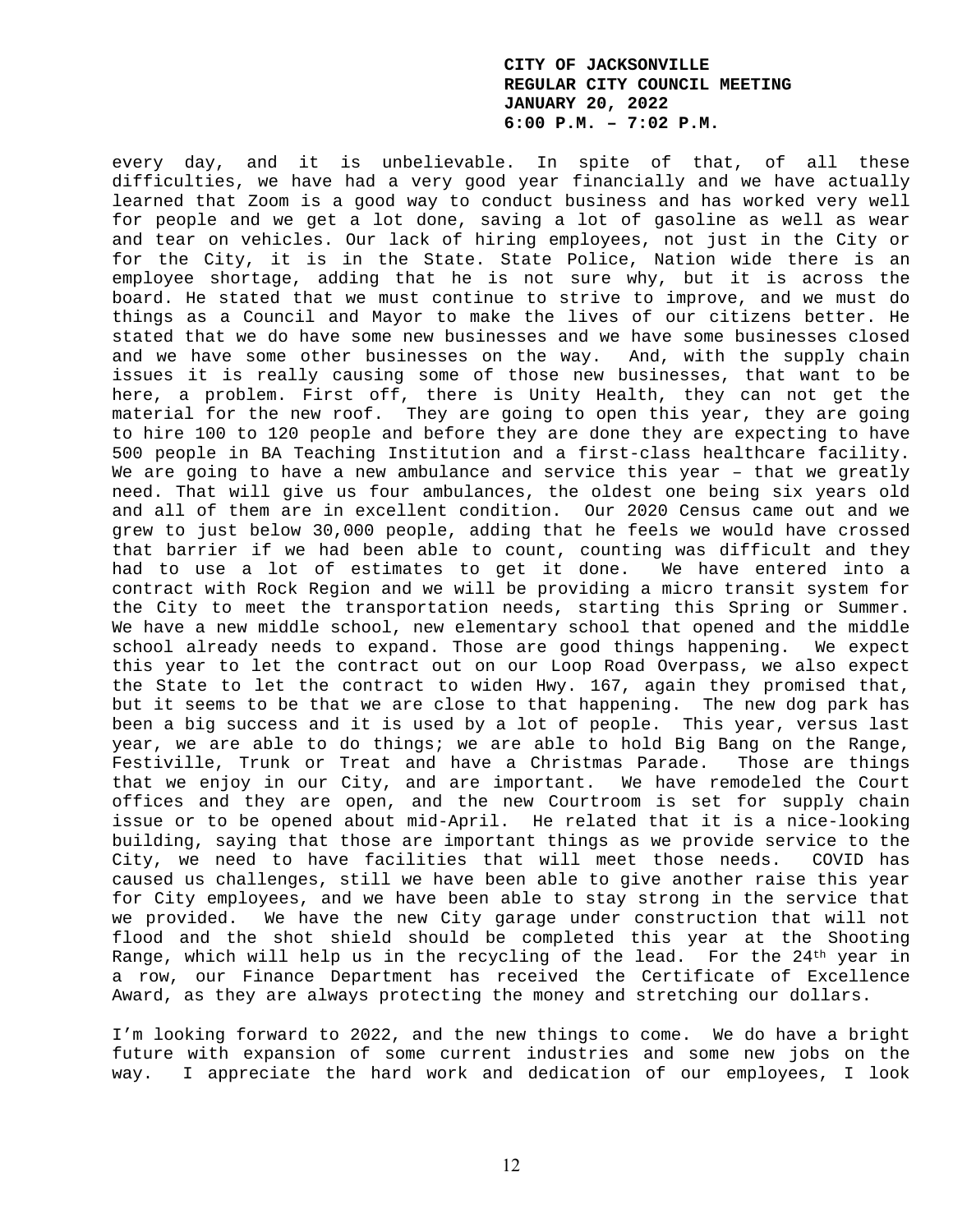every day, and it is unbelievable. In spite of that, of all these difficulties, we have had a very good year financially and we have actually learned that Zoom is a good way to conduct business and has worked very well for people and we get a lot done, saving a lot of gasoline as well as wear and tear on vehicles. Our lack of hiring employees, not just in the City or for the City, it is in the State. State Police, Nation wide there is an employee shortage, adding that he is not sure why, but it is across the board. He stated that we must continue to strive to improve, and we must do things as a Council and Mayor to make the lives of our citizens better. He stated that we do have some new businesses and we have some businesses closed and we have some other businesses on the way. And, with the supply chain issues it is really causing some of those new businesses, that want to be here, a problem. First off, there is Unity Health, they can not get the material for the new roof. They are going to open this year, they are going to hire 100 to 120 people and before they are done they are expecting to have 500 people in BA Teaching Institution and a first-class healthcare facility. We are going to have a new ambulance and service this year – that we greatly need. That will give us four ambulances, the oldest one being six years old and all of them are in excellent condition. Our 2020 Census came out and we grew to just below 30,000 people, adding that he feels we would have crossed that barrier if we had been able to count, counting was difficult and they had to use a lot of estimates to get it done. We have entered into a contract with Rock Region and we will be providing a micro transit system for the City to meet the transportation needs, starting this Spring or Summer. We have a new middle school, new elementary school that opened and the middle school already needs to expand. Those are good things happening. We expect this year to let the contract out on our Loop Road Overpass, we also expect the State to let the contract to widen Hwy. 167, again they promised that, but it seems to be that we are close to that happening. The new dog park has been a big success and it is used by a lot of people. This year, versus last year, we are able to do things; we are able to hold Big Bang on the Range, Festiville, Trunk or Treat and have a Christmas Parade. Those are things that we enjoy in our City, and are important. We have remodeled the Court offices and they are open, and the new Courtroom is set for supply chain issue or to be opened about mid-April. He related that it is a nice-looking building, saying that those are important things as we provide service to the City, we need to have facilities that will meet those needs. COVID has caused us challenges, still we have been able to give another raise this year for City employees, and we have been able to stay strong in the service that we provided. We have the new City garage under construction that will not flood and the shot shield should be completed this year at the Shooting Range, which will help us in the recycling of the lead. For the 24th year in a row, our Finance Department has received the Certificate of Excellence Award, as they are always protecting the money and stretching our dollars.

I'm looking forward to 2022, and the new things to come. We do have a bright future with expansion of some current industries and some new jobs on the way. I appreciate the hard work and dedication of our employees, I look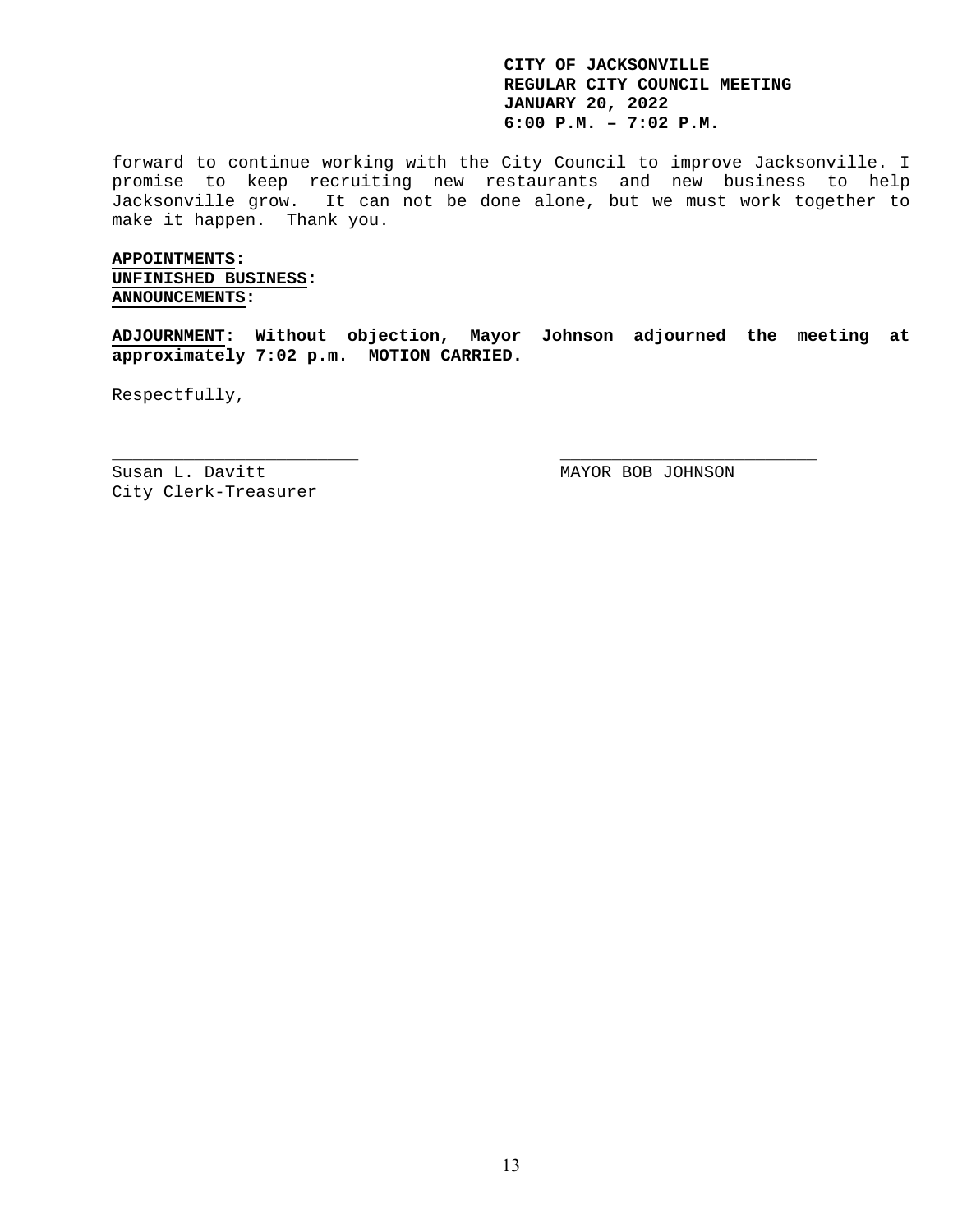forward to continue working with the City Council to improve Jacksonville. I promise to keep recruiting new restaurants and new business to help Jacksonville grow. It can not be done alone, but we must work together to make it happen. Thank you.

**APPOINTMENTS:**
**UNFINISHED BUSINESS:**
**ANNOUNCEMENTS:**

**ADJOURNMENT: Without objection, Mayor Johnson adjourned the meeting at approximately 7:02 p.m. MOTION CARRIED.**

Respectfully,

________________________
Susan L. Davitt
City Clerk-Treasurer

________________________
MAYOR BOB JOHNSON